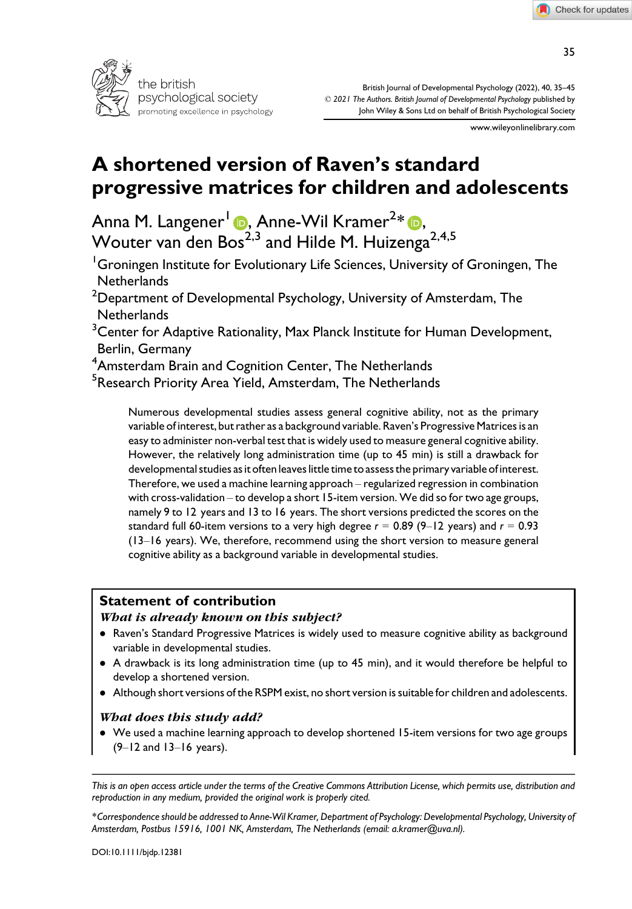# A shortened version of Raven's standard progressive matrices for children and adolescents

Anna M. Langener[1], Anne-Wil Kramer[2]*, Wouter van den Bos[2,3] and Hilde M. Huizenga[2,4,5]

[1]Groningen Institute for Evolutionary Life Sciences, University of Groningen, The Netherlands

[2]Department of Developmental Psychology, University of Amsterdam, The Netherlands

[3]Center for Adaptive Rationality, Max Planck Institute for Human Development, Berlin, Germany

[4]Amsterdam Brain and Cognition Center, The Netherlands

[5]Research Priority Area Yield, Amsterdam, The Netherlands

Numerous developmental studies assess general cognitive ability, not as the primary variable of interest, but rather as a background variable. Raven's Progressive Matrices is an easy to administer non-verbal test that is widely used to measure general cognitive ability. However, the relatively long administration time (up to 45 min) is still a drawback for developmental studies as it often leaves little time to assess the primary variable of interest. Therefore, we used a machine learning approach – regularized regression in combination with cross-validation – to develop a short 15-item version. We did so for two age groups, namely 9 to 12 years and 13 to 16 years. The short versions predicted the scores on the standard full 60-item versions to a very high degree $r = 0.89$ (9–12 years) and $r = 0.93$ (13–16 years). We, therefore, recommend using the short version to measure general cognitive ability as a background variable in developmental studies.

## Statement of contribution

### *What is already known on this subject?*

- Raven's Standard Progressive Matrices is widely used to measure cognitive ability as background variable in developmental studies.
- A drawback is its long administration time (up to 45 min), and it would therefore be helpful to develop a shortened version.
- Although short versions of the RSPM exist, no short version is suitable for children and adolescents.

### *What does this study add?*

- We used a machine learning approach to develop shortened 15-item versions for two age groups (9–12 and 13–16 years).

---

*This is an open access article under the terms of the Creative Commons Attribution License, which permits use, distribution and reproduction in any medium, provided the original work is properly cited.*

*\*Correspondence should be addressed to Anne-Wil Kramer, Department of Psychology: Developmental Psychology, University of Amsterdam, Postbus 15916, 1001 NK, Amsterdam, The Netherlands (email: a.kramer@uva.nl).*

DOI:10.1111/bjdp.12381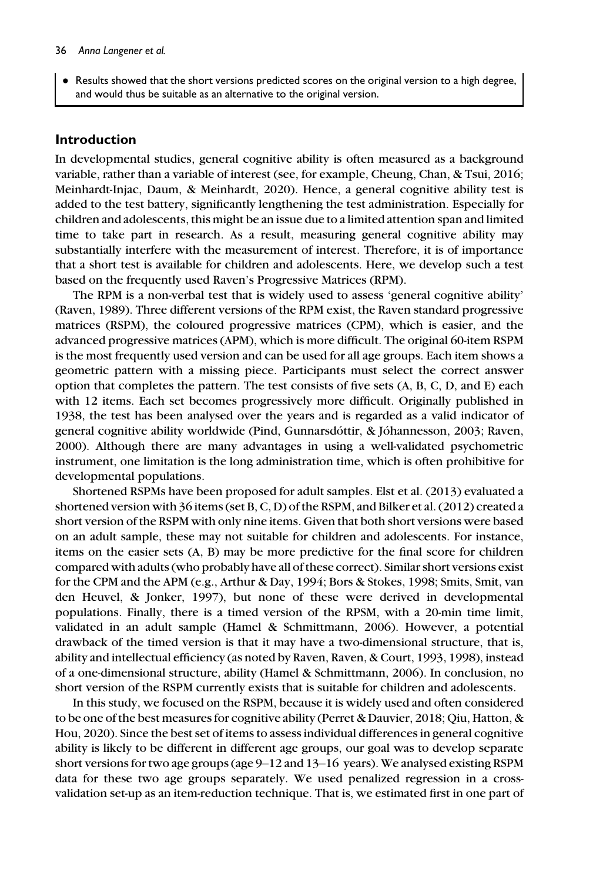- Results showed that the short versions predicted scores on the original version to a high degree, and would thus be suitable as an alternative to the original version.

## Introduction

In developmental studies, general cognitive ability is often measured as a background variable, rather than a variable of interest (see, for example, Cheung, Chan, & Tsui, 2016; Meinhardt-Injac, Daum, & Meinhardt, 2020). Hence, a general cognitive ability test is added to the test battery, significantly lengthening the test administration. Especially for children and adolescents, this might be an issue due to a limited attention span and limited time to take part in research. As a result, measuring general cognitive ability may substantially interfere with the measurement of interest. Therefore, it is of importance that a short test is available for children and adolescents. Here, we develop such a test based on the frequently used Raven's Progressive Matrices (RPM).

The RPM is a non-verbal test that is widely used to assess 'general cognitive ability' (Raven, 1989). Three different versions of the RPM exist, the Raven standard progressive matrices (RSPM), the coloured progressive matrices (CPM), which is easier, and the advanced progressive matrices (APM), which is more difficult. The original 60-item RSPM is the most frequently used version and can be used for all age groups. Each item shows a geometric pattern with a missing piece. Participants must select the correct answer option that completes the pattern. The test consists of five sets (A, B, C, D, and E) each with 12 items. Each set becomes progressively more difficult. Originally published in 1938, the test has been analysed over the years and is regarded as a valid indicator of general cognitive ability worldwide (Pind, Gunnarsdóttir, & Jóhannesson, 2003; Raven, 2000). Although there are many advantages in using a well-validated psychometric instrument, one limitation is the long administration time, which is often prohibitive for developmental populations.

Shortened RSPMs have been proposed for adult samples. Elst et al. (2013) evaluated a shortened version with 36 items (set B, C, D) of the RSPM, and Bilker et al. (2012) created a short version of the RSPM with only nine items. Given that both short versions were based on an adult sample, these may not suitable for children and adolescents. For instance, items on the easier sets (A, B) may be more predictive for the final score for children compared with adults (who probably have all of these correct). Similar short versions exist for the CPM and the APM (e.g., Arthur & Day, 1994; Bors & Stokes, 1998; Smits, Smit, van den Heuvel, & Jonker, 1997), but none of these were derived in developmental populations. Finally, there is a timed version of the RPSM, with a 20-min time limit, validated in an adult sample (Hamel & Schmittmann, 2006). However, a potential drawback of the timed version is that it may have a two-dimensional structure, that is, ability and intellectual efficiency (as noted by Raven, Raven, & Court, 1993, 1998), instead of a one-dimensional structure, ability (Hamel & Schmittmann, 2006). In conclusion, no short version of the RSPM currently exists that is suitable for children and adolescents.

In this study, we focused on the RSPM, because it is widely used and often considered to be one of the best measures for cognitive ability (Perret & Dauvier, 2018; Qiu, Hatton, & Hou, 2020). Since the best set of items to assess individual differences in general cognitive ability is likely to be different in different age groups, our goal was to develop separate short versions for two age groups (age 9–12 and 13–16 years). We analysed existing RSPM data for these two age groups separately. We used penalized regression in a cross-validation set-up as an item-reduction technique. That is, we estimated first in one part of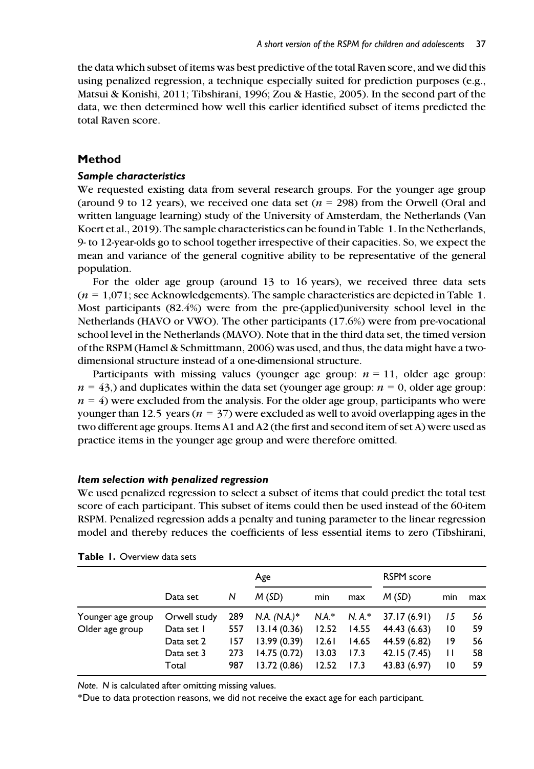the data which subset of items was best predictive of the total Raven score, and we did this using penalized regression, a technique especially suited for prediction purposes (e.g., Matsui & Konishi, 2011; Tibshirani, 1996; Zou & Hastie, 2005). In the second part of the data, we then determined how well this earlier identified subset of items predicted the total Raven score.

## Method

### Sample characteristics

We requested existing data from several research groups. For the younger age group (around 9 to 12 years), we received one data set ($n$ = 298) from the Orwell (Oral and written language learning) study of the University of Amsterdam, the Netherlands (Van Koert et al., 2019). The sample characteristics can be found in Table 1. In the Netherlands, 9- to 12-year-olds go to school together irrespective of their capacities. So, we expect the mean and variance of the general cognitive ability to be representative of the general population.

For the older age group (around 13 to 16 years), we received three data sets ($n$ = 1,071; see Acknowledgements). The sample characteristics are depicted in Table 1. Most participants (82.4%) were from the pre-(applied)university school level in the Netherlands (HAVO or VWO). The other participants (17.6%) were from pre-vocational school level in the Netherlands (MAVO). Note that in the third data set, the timed version of the RSPM (Hamel & Schmittmann, 2006) was used, and thus, the data might have a two-dimensional structure instead of a one-dimensional structure.

Participants with missing values (younger age group: $n$ = 11, older age group: $n$ = 43,) and duplicates within the data set (younger age group: $n$ = 0, older age group: $n$ = 4) were excluded from the analysis. For the older age group, participants who were younger than 12.5 years ($n$ = 37) were excluded as well to avoid overlapping ages in the two different age groups. Items A1 and A2 (the first and second item of set A) were used as practice items in the younger age group and were therefore omitted.

### Item selection with penalized regression

We used penalized regression to select a subset of items that could predict the total test score of each participant. This subset of items could then be used instead of the 60-item RSPM. Penalized regression adds a penalty and tuning parameter to the linear regression model and thereby reduces the coefficients of less essential items to zero (Tibshirani,

**Table 1.** Overview data sets

| | | | Age | | | RSPM score | | |
|---|---|---|---|---|---|---|---|---|
| | Data set | *N* | *M* (*SD*) | min | max | *M* (*SD*) | min | max |
| Younger age group | Orwell study | 289 | *N.A. (N.A.)** | *N.A.** | *N. A.** | 37.17 (6.91) | 15 | 56 |
| Older age group | Data set 1 | 557 | 13.14 (0.36) | 12.52 | 14.55 | 44.43 (6.63) | 10 | 59 |
| | Data set 2 | 157 | 13.99 (0.39) | 12.61 | 14.65 | 44.59 (6.82) | 19 | 56 |
| | Data set 3 | 273 | 14.75 (0.72) | 13.03 | 17.3 | 42.15 (7.45) | 11 | 58 |
| | Total | 987 | 13.72 (0.86) | 12.52 | 17.3 | 43.83 (6.97) | 10 | 59 |

*Note*. *N* is calculated after omitting missing values.

*Due to data protection reasons, we did not receive the exact age for each participant.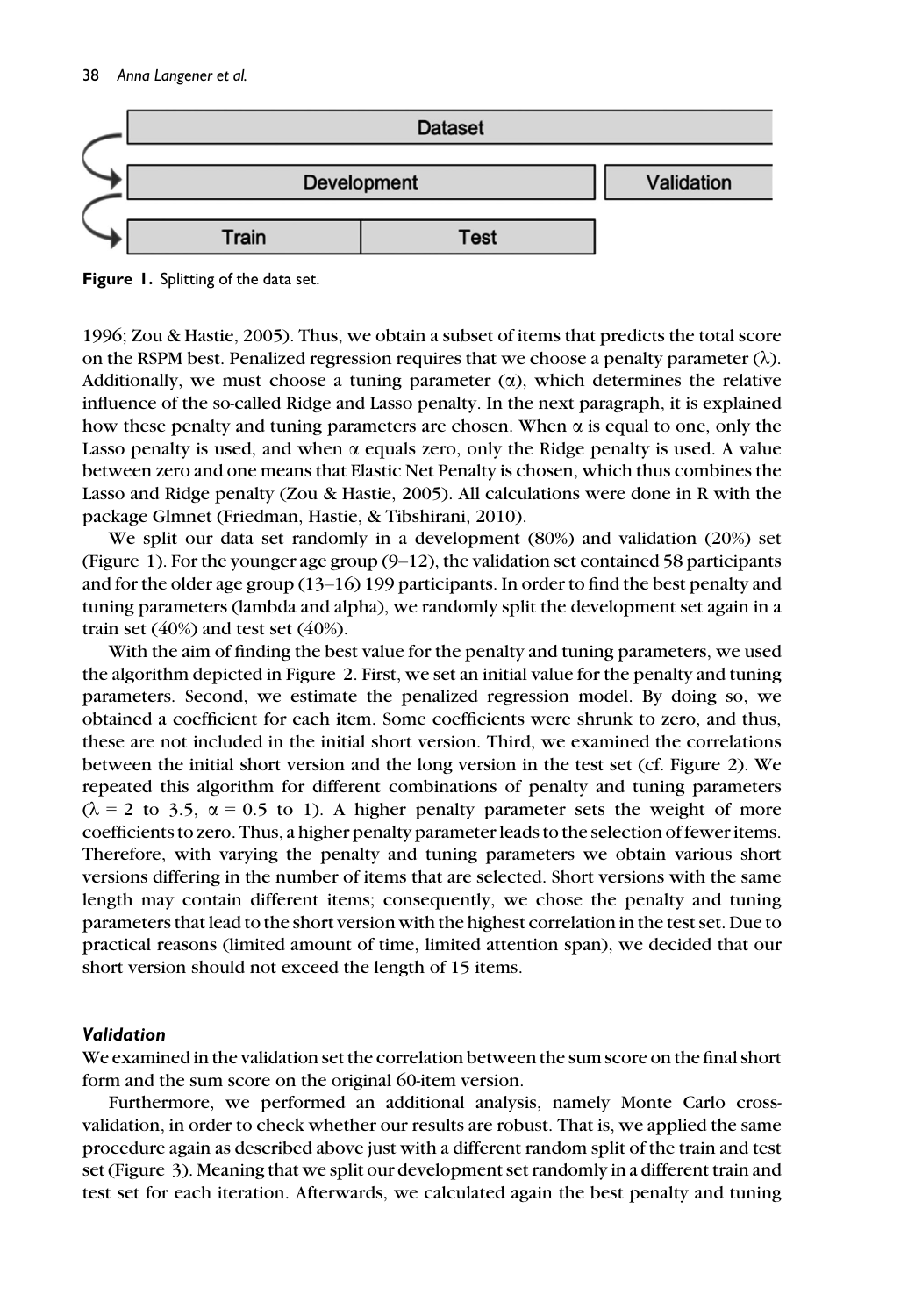Dataset

Development | Validation

Train | Test

**Figure 1.** Splitting of the data set.

1996; Zou & Hastie, 2005). Thus, we obtain a subset of items that predicts the total score on the RSPM best. Penalized regression requires that we choose a penalty parameter ($\lambda$). Additionally, we must choose a tuning parameter ($\alpha$), which determines the relative influence of the so-called Ridge and Lasso penalty. In the next paragraph, it is explained how these penalty and tuning parameters are chosen. When $\alpha$ is equal to one, only the Lasso penalty is used, and when $\alpha$ equals zero, only the Ridge penalty is used. A value between zero and one means that Elastic Net Penalty is chosen, which thus combines the Lasso and Ridge penalty (Zou & Hastie, 2005). All calculations were done in R with the package Glmnet (Friedman, Hastie, & Tibshirani, 2010).

We split our data set randomly in a development (80%) and validation (20%) set (Figure 1). For the younger age group (9–12), the validation set contained 58 participants and for the older age group (13–16) 199 participants. In order to find the best penalty and tuning parameters (lambda and alpha), we randomly split the development set again in a train set (40%) and test set (40%).

With the aim of finding the best value for the penalty and tuning parameters, we used the algorithm depicted in Figure 2. First, we set an initial value for the penalty and tuning parameters. Second, we estimate the penalized regression model. By doing so, we obtained a coefficient for each item. Some coefficients were shrunk to zero, and thus, these are not included in the initial short version. Third, we examined the correlations between the initial short version and the long version in the test set (cf. Figure 2). We repeated this algorithm for different combinations of penalty and tuning parameters ($\lambda$ = 2 to 3.5, $\alpha$ = 0.5 to 1). A higher penalty parameter sets the weight of more coefficients to zero. Thus, a higher penalty parameter leads to the selection of fewer items. Therefore, with varying the penalty and tuning parameters we obtain various short versions differing in the number of items that are selected. Short versions with the same length may contain different items; consequently, we chose the penalty and tuning parameters that lead to the short version with the highest correlation in the test set. Due to practical reasons (limited amount of time, limited attention span), we decided that our short version should not exceed the length of 15 items.

### *Validation*

We examined in the validation set the correlation between the sum score on the final short form and the sum score on the original 60-item version.

Furthermore, we performed an additional analysis, namely Monte Carlo cross-validation, in order to check whether our results are robust. That is, we applied the same procedure again as described above just with a different random split of the train and test set (Figure 3). Meaning that we split our development set randomly in a different train and test set for each iteration. Afterwards, we calculated again the best penalty and tuning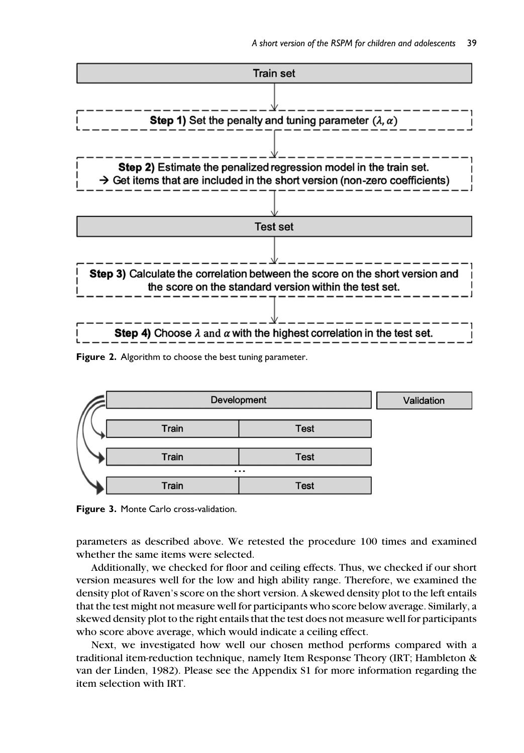Train set

**Step 1)** Set the penalty and tuning parameter ($\lambda$, $\alpha$)

**Step 2)** Estimate the penalized regression model in the train set.
→ Get items that are included in the short version (non-zero coefficients)

Test set

**Step 3)** Calculate the correlation between the score on the short version and the score on the standard version within the test set.

**Step 4)** Choose $\lambda$ and $\alpha$ with the highest correlation in the test set.

**Figure 2.** Algorithm to choose the best tuning parameter.

Development | Validation

Train | Test

Train | Test

...

Train | Test

**Figure 3.** Monte Carlo cross-validation.

parameters as described above. We retested the procedure 100 times and examined whether the same items were selected.

Additionally, we checked for floor and ceiling effects. Thus, we checked if our short version measures well for the low and high ability range. Therefore, we examined the density plot of Raven's score on the short version. A skewed density plot to the left entails that the test might not measure well for participants who score below average. Similarly, a skewed density plot to the right entails that the test does not measure well for participants who score above average, which would indicate a ceiling effect.

Next, we investigated how well our chosen method performs compared with a traditional item-reduction technique, namely Item Response Theory (IRT; Hambleton & van der Linden, 1982). Please see the Appendix S1 for more information regarding the item selection with IRT.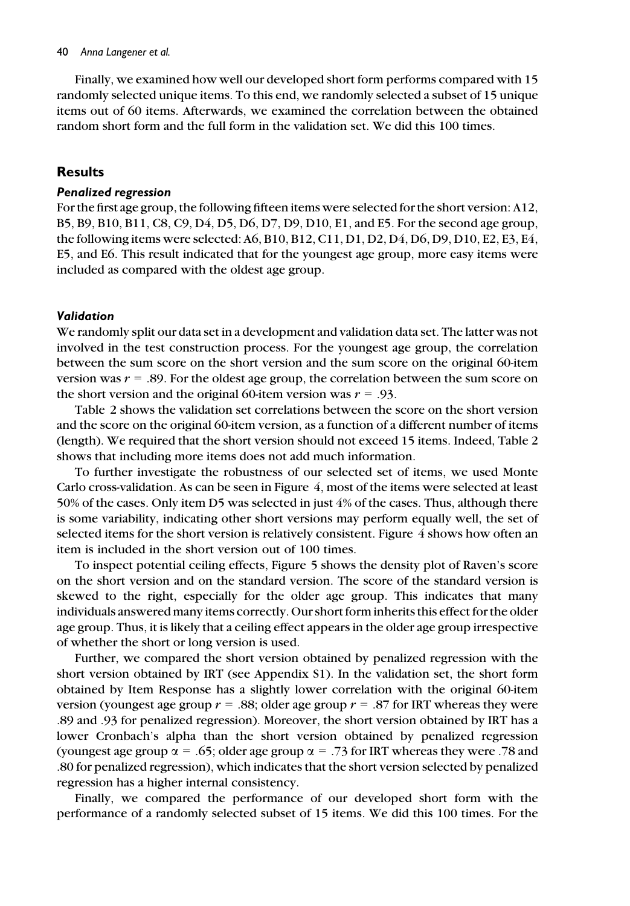Finally, we examined how well our developed short form performs compared with 15 randomly selected unique items. To this end, we randomly selected a subset of 15 unique items out of 60 items. Afterwards, we examined the correlation between the obtained random short form and the full form in the validation set. We did this 100 times.

## Results

### *Penalized regression*

For the first age group, the following fifteen items were selected for the short version: A12, B5, B9, B10, B11, C8, C9, D4, D5, D6, D7, D9, D10, E1, and E5. For the second age group, the following items were selected: A6, B10, B12, C11, D1, D2, D4, D6, D9, D10, E2, E3, E4, E5, and E6. This result indicated that for the youngest age group, more easy items were included as compared with the oldest age group.

### *Validation*

We randomly split our data set in a development and validation data set. The latter was not involved in the test construction process. For the youngest age group, the correlation between the sum score on the short version and the sum score on the original 60-item version was $r = .89$. For the oldest age group, the correlation between the sum score on the short version and the original 60-item version was $r = .93$.

Table 2 shows the validation set correlations between the score on the short version and the score on the original 60-item version, as a function of a different number of items (length). We required that the short version should not exceed 15 items. Indeed, Table 2 shows that including more items does not add much information.

To further investigate the robustness of our selected set of items, we used Monte Carlo cross-validation. As can be seen in Figure 4, most of the items were selected at least 50% of the cases. Only item D5 was selected in just 4% of the cases. Thus, although there is some variability, indicating other short versions may perform equally well, the set of selected items for the short version is relatively consistent. Figure 4 shows how often an item is included in the short version out of 100 times.

To inspect potential ceiling effects, Figure 5 shows the density plot of Raven's score on the short version and on the standard version. The score of the standard version is skewed to the right, especially for the older age group. This indicates that many individuals answered many items correctly. Our short form inherits this effect for the older age group. Thus, it is likely that a ceiling effect appears in the older age group irrespective of whether the short or long version is used.

Further, we compared the short version obtained by penalized regression with the short version obtained by IRT (see Appendix S1). In the validation set, the short form obtained by Item Response has a slightly lower correlation with the original 60-item version (youngest age group $r = .88$; older age group $r = .87$ for IRT whereas they were .89 and .93 for penalized regression). Moreover, the short version obtained by IRT has a lower Cronbach's alpha than the short version obtained by penalized regression (youngest age group $\alpha = .65$; older age group $\alpha = .73$ for IRT whereas they were .78 and .80 for penalized regression), which indicates that the short version selected by penalized regression has a higher internal consistency.

Finally, we compared the performance of our developed short form with the performance of a randomly selected subset of 15 items. We did this 100 times. For the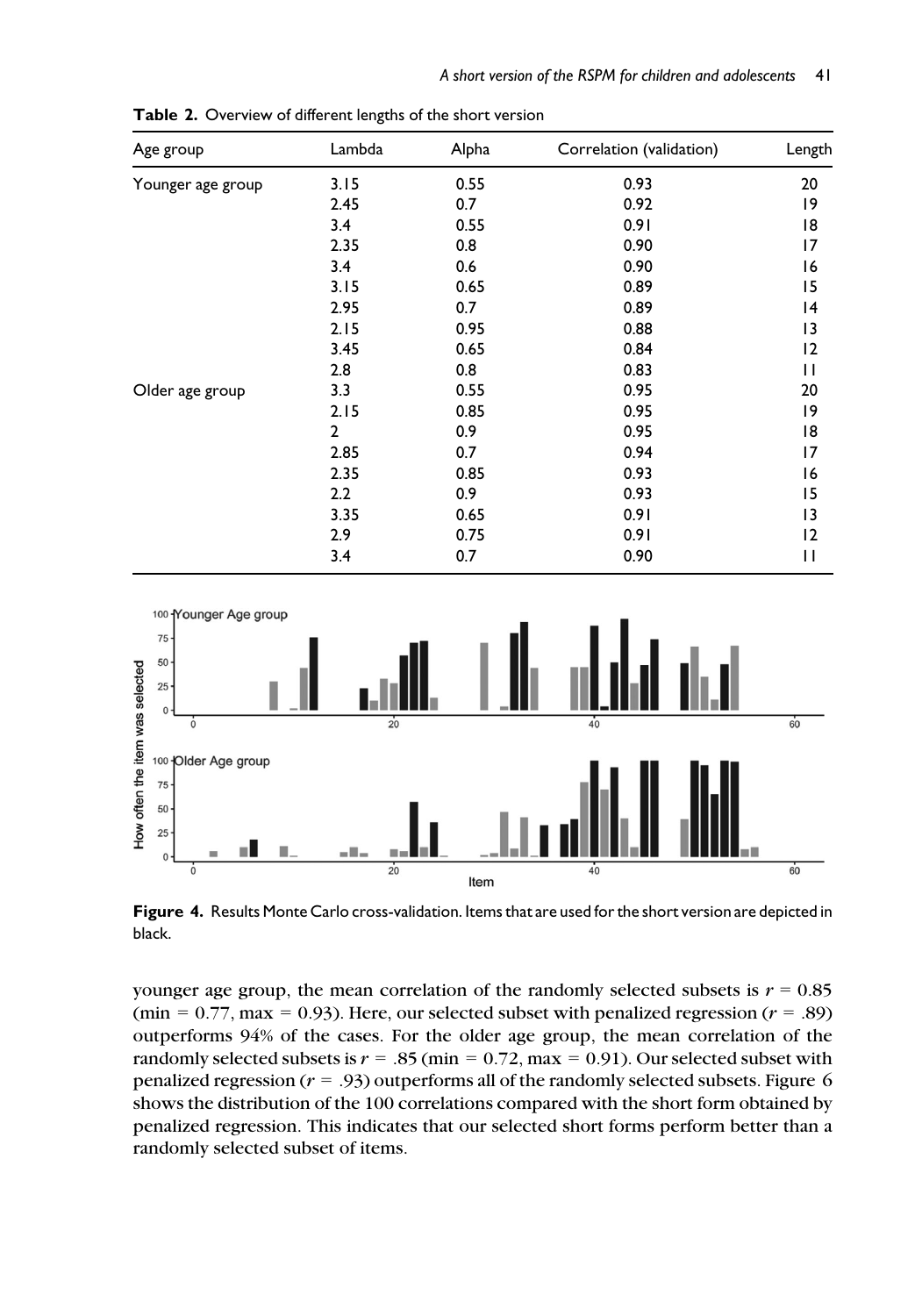**Table 2.** Overview of different lengths of the short version

| Age group | Lambda | Alpha | Correlation (validation) | Length |
|---|---|---|---|---|
| Younger age group | 3.15 | 0.55 | 0.93 | 20 |
| | 2.45 | 0.7 | 0.92 | 19 |
| | 3.4 | 0.55 | 0.91 | 18 |
| | 2.35 | 0.8 | 0.90 | 17 |
| | 3.4 | 0.6 | 0.90 | 16 |
| | 3.15 | 0.65 | 0.89 | 15 |
| | 2.95 | 0.7 | 0.89 | 14 |
| | 2.15 | 0.95 | 0.88 | 13 |
| | 3.45 | 0.65 | 0.84 | 12 |
| | 2.8 | 0.8 | 0.83 | 11 |
| Older age group | 3.3 | 0.55 | 0.95 | 20 |
| | 2.15 | 0.85 | 0.95 | 19 |
| | 2 | 0.9 | 0.95 | 18 |
| | 2.85 | 0.7 | 0.94 | 17 |
| | 2.35 | 0.85 | 0.93 | 16 |
| | 2.2 | 0.9 | 0.93 | 15 |
| | 3.35 | 0.65 | 0.91 | 13 |
| | 2.9 | 0.75 | 0.91 | 12 |
| | 3.4 | 0.7 | 0.90 | 11 |

**Figure 4.** Results Monte Carlo cross-validation. Items that are used for the short version are depicted in black.

younger age group, the mean correlation of the randomly selected subsets is $r = 0.85$ (min = 0.77, max = 0.93). Here, our selected subset with penalized regression ($r = .89$) outperforms 94% of the cases. For the older age group, the mean correlation of the randomly selected subsets is $r = .85$ (min = 0.72, max = 0.91). Our selected subset with penalized regression ($r = .93$) outperforms all of the randomly selected subsets. Figure 6 shows the distribution of the 100 correlations compared with the short form obtained by penalized regression. This indicates that our selected short forms perform better than a randomly selected subset of items.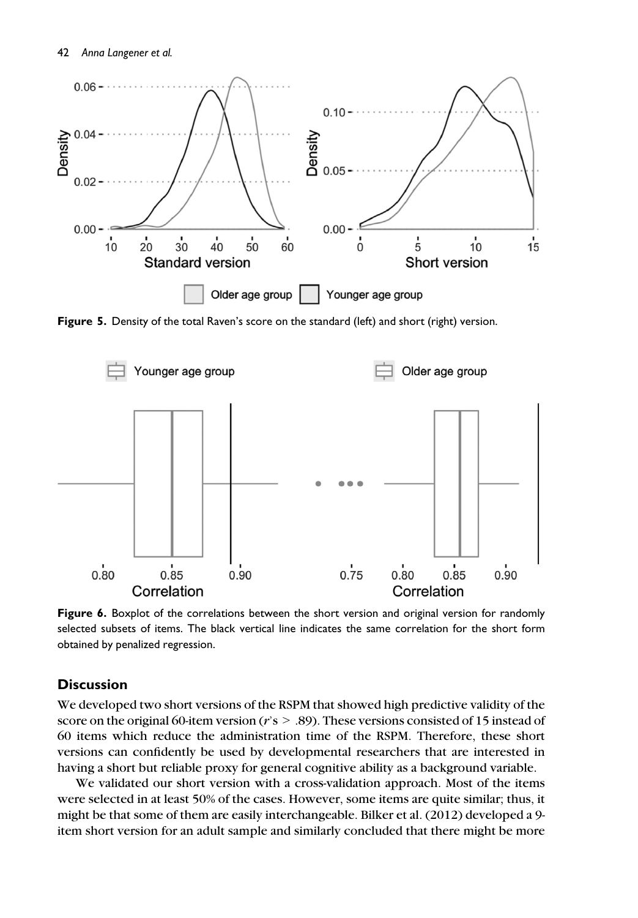Figure 5. Density of the total Raven's score on the standard (left) and short (right) version.

Figure 6. Boxplot of the correlations between the short version and original version for randomly selected subsets of items. The black vertical line indicates the same correlation for the short form obtained by penalized regression.

## Discussion

We developed two short versions of the RSPM that showed high predictive validity of the score on the original 60-item version ($r$'s $> .89$). These versions consisted of 15 instead of 60 items which reduce the administration time of the RSPM. Therefore, these short versions can confidently be used by developmental researchers that are interested in having a short but reliable proxy for general cognitive ability as a background variable.

We validated our short version with a cross-validation approach. Most of the items were selected in at least 50% of the cases. However, some items are quite similar; thus, it might be that some of them are easily interchangeable. Bilker et al. (2012) developed a 9-item short version for an adult sample and similarly concluded that there might be more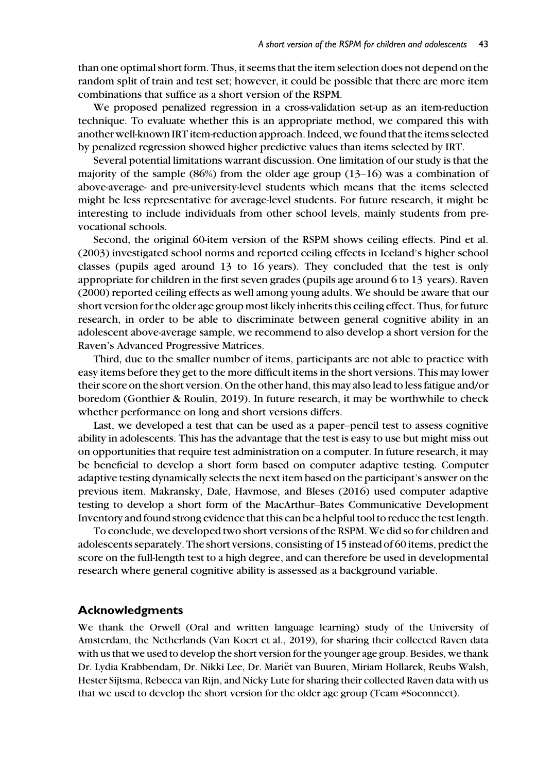than one optimal short form. Thus, it seems that the item selection does not depend on the random split of train and test set; however, it could be possible that there are more item combinations that suffice as a short version of the RSPM.

We proposed penalized regression in a cross-validation set-up as an item-reduction technique. To evaluate whether this is an appropriate method, we compared this with another well-known IRT item-reduction approach. Indeed, we found that the items selected by penalized regression showed higher predictive values than items selected by IRT.

Several potential limitations warrant discussion. One limitation of our study is that the majority of the sample (86%) from the older age group (13–16) was a combination of above-average- and pre-university-level students which means that the items selected might be less representative for average-level students. For future research, it might be interesting to include individuals from other school levels, mainly students from pre-vocational schools.

Second, the original 60-item version of the RSPM shows ceiling effects. Pind et al. (2003) investigated school norms and reported ceiling effects in Iceland's higher school classes (pupils aged around 13 to 16 years). They concluded that the test is only appropriate for children in the first seven grades (pupils age around 6 to 13 years). Raven (2000) reported ceiling effects as well among young adults. We should be aware that our short version for the older age group most likely inherits this ceiling effect. Thus, for future research, in order to be able to discriminate between general cognitive ability in an adolescent above-average sample, we recommend to also develop a short version for the Raven's Advanced Progressive Matrices.

Third, due to the smaller number of items, participants are not able to practice with easy items before they get to the more difficult items in the short versions. This may lower their score on the short version. On the other hand, this may also lead to less fatigue and/or boredom (Gonthier & Roulin, 2019). In future research, it may be worthwhile to check whether performance on long and short versions differs.

Last, we developed a test that can be used as a paper–pencil test to assess cognitive ability in adolescents. This has the advantage that the test is easy to use but might miss out on opportunities that require test administration on a computer. In future research, it may be beneficial to develop a short form based on computer adaptive testing. Computer adaptive testing dynamically selects the next item based on the participant's answer on the previous item. Makransky, Dale, Havmose, and Bleses (2016) used computer adaptive testing to develop a short form of the MacArthur–Bates Communicative Development Inventory and found strong evidence that this can be a helpful tool to reduce the test length.

To conclude, we developed two short versions of the RSPM. We did so for children and adolescents separately. The short versions, consisting of 15 instead of 60 items, predict the score on the full-length test to a high degree, and can therefore be used in developmental research where general cognitive ability is assessed as a background variable.

## Acknowledgments

We thank the Orwell (Oral and written language learning) study of the University of Amsterdam, the Netherlands (Van Koert et al., 2019), for sharing their collected Raven data with us that we used to develop the short version for the younger age group. Besides, we thank Dr. Lydia Krabbendam, Dr. Nikki Lee, Dr. Mariët van Buuren, Miriam Hollarek, Reubs Walsh, Hester Sijtsma, Rebecca van Rijn, and Nicky Lute for sharing their collected Raven data with us that we used to develop the short version for the older age group (Team #Soconnect).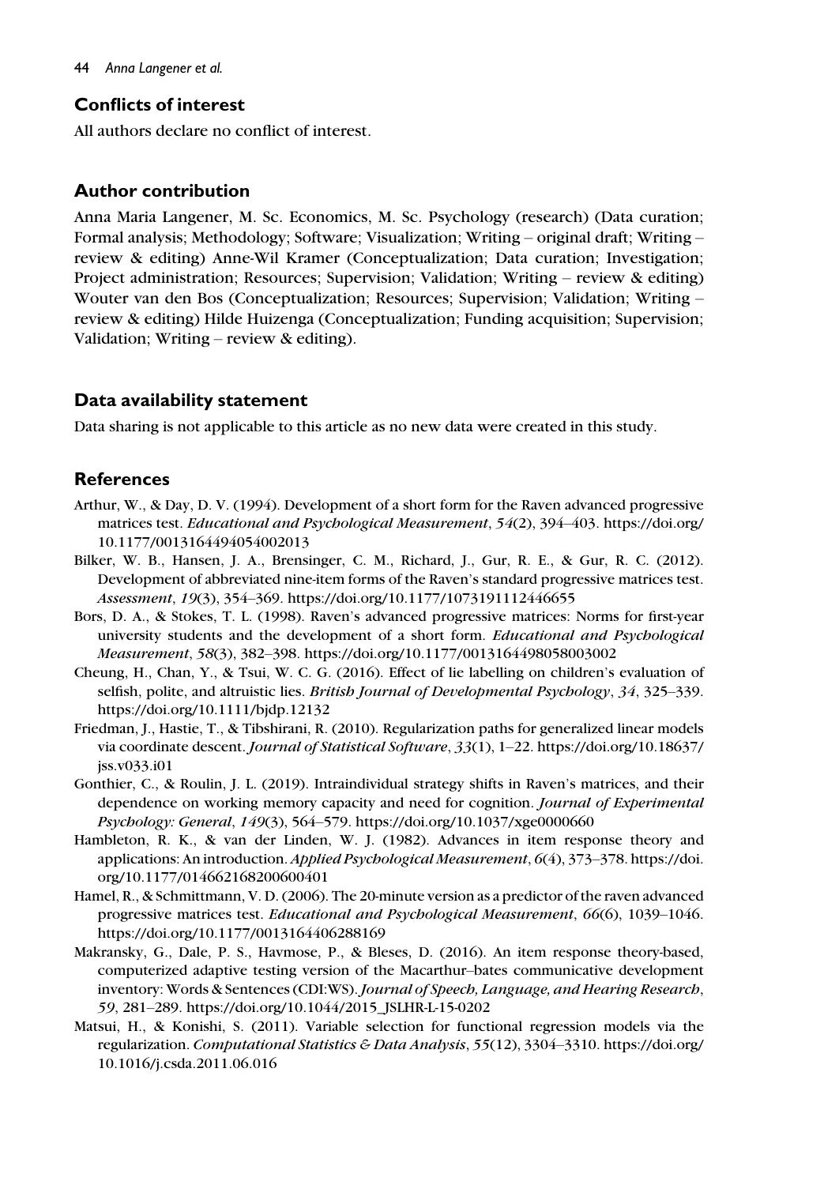## Conflicts of interest

All authors declare no conflict of interest.

## Author contribution

Anna Maria Langener, M. Sc. Economics, M. Sc. Psychology (research) (Data curation; Formal analysis; Methodology; Software; Visualization; Writing – original draft; Writing – review & editing) Anne-Wil Kramer (Conceptualization; Data curation; Investigation; Project administration; Resources; Supervision; Validation; Writing – review & editing) Wouter van den Bos (Conceptualization; Resources; Supervision; Validation; Writing – review & editing) Hilde Huizenga (Conceptualization; Funding acquisition; Supervision; Validation; Writing – review & editing).

## Data availability statement

Data sharing is not applicable to this article as no new data were created in this study.

## References

Arthur, W., & Day, D. V. (1994). Development of a short form for the Raven advanced progressive matrices test. *Educational and Psychological Measurement*, *54*(2), 394–403. https://doi.org/10.1177/0013164494054002013

Bilker, W. B., Hansen, J. A., Brensinger, C. M., Richard, J., Gur, R. E., & Gur, R. C. (2012). Development of abbreviated nine-item forms of the Raven's standard progressive matrices test. *Assessment*, *19*(3), 354–369. https://doi.org/10.1177/1073191112446655

Bors, D. A., & Stokes, T. L. (1998). Raven's advanced progressive matrices: Norms for first-year university students and the development of a short form. *Educational and Psychological Measurement*, *58*(3), 382–398. https://doi.org/10.1177/0013164498058003002

Cheung, H., Chan, Y., & Tsui, W. C. G. (2016). Effect of lie labelling on children's evaluation of selfish, polite, and altruistic lies. *British Journal of Developmental Psychology*, *34*, 325–339. https://doi.org/10.1111/bjdp.12132

Friedman, J., Hastie, T., & Tibshirani, R. (2010). Regularization paths for generalized linear models via coordinate descent. *Journal of Statistical Software*, *33*(1), 1–22. https://doi.org/10.18637/jss.v033.i01

Gonthier, C., & Roulin, J. L. (2019). Intraindividual strategy shifts in Raven's matrices, and their dependence on working memory capacity and need for cognition. *Journal of Experimental Psychology: General*, *149*(3), 564–579. https://doi.org/10.1037/xge0000660

Hambleton, R. K., & van der Linden, W. J. (1982). Advances in item response theory and applications: An introduction. *Applied Psychological Measurement*, *6*(4), 373–378. https://doi.org/10.1177/014662168200600401

Hamel, R., & Schmittmann, V. D. (2006). The 20-minute version as a predictor of the raven advanced progressive matrices test. *Educational and Psychological Measurement*, *66*(6), 1039–1046. https://doi.org/10.1177/0013164406288169

Makransky, G., Dale, P. S., Havmose, P., & Bleses, D. (2016). An item response theory-based, computerized adaptive testing version of the Macarthur–bates communicative development inventory: Words & Sentences (CDI:WS). *Journal of Speech, Language, and Hearing Research*, *59*, 281–289. https://doi.org/10.1044/2015_JSLHR-L-15-0202

Matsui, H., & Konishi, S. (2011). Variable selection for functional regression models via the regularization. *Computational Statistics & Data Analysis*, *55*(12), 3304–3310. https://doi.org/10.1016/j.csda.2011.06.016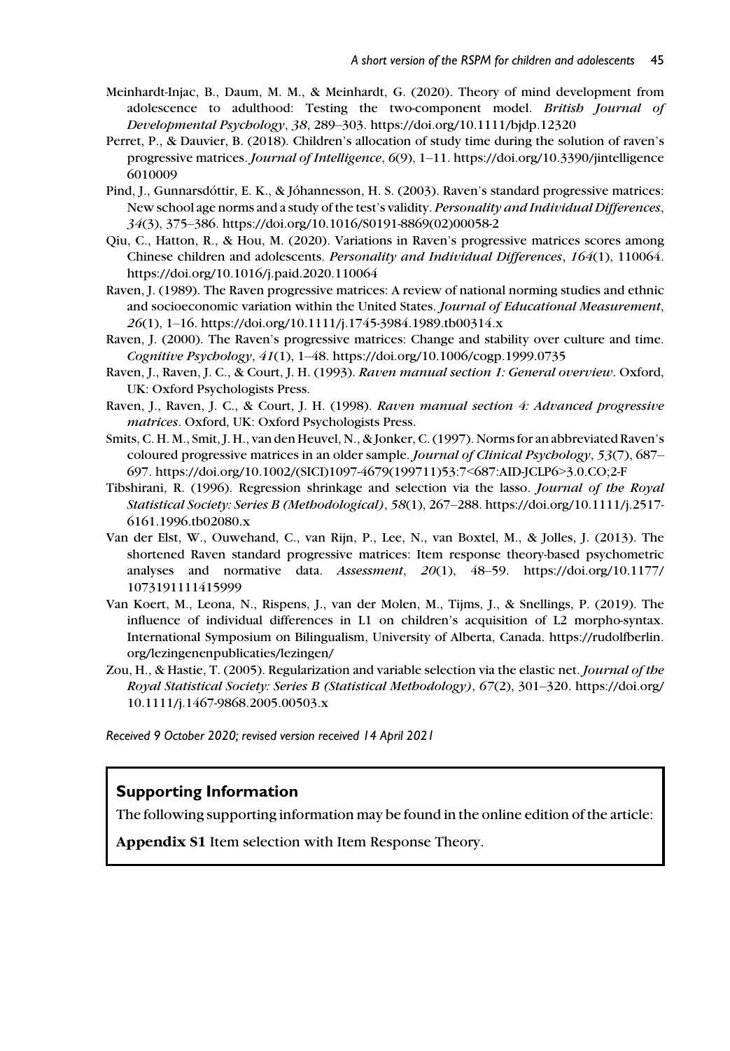Meinhardt-Injac, B., Daum, M. M., & Meinhardt, G. (2020). Theory of mind development from adolescence to adulthood: Testing the two-component model. *British Journal of Developmental Psychology*, *38*, 289–303. https://doi.org/10.1111/bjdp.12320

Perret, P., & Dauvier, B. (2018). Children's allocation of study time during the solution of raven's progressive matrices. *Journal of Intelligence*, *6*(9), 1–11. https://doi.org/10.3390/jintelligence6010009

Pind, J., Gunnarsdóttir, E. K., & Jóhannesson, H. S. (2003). Raven's standard progressive matrices: New school age norms and a study of the test's validity. *Personality and Individual Differences*, *34*(3), 375–386. https://doi.org/10.1016/S0191-8869(02)00058-2

Qiu, C., Hatton, R., & Hou, M. (2020). Variations in Raven's progressive matrices scores among Chinese children and adolescents. *Personality and Individual Differences*, *164*(1), 110064. https://doi.org/10.1016/j.paid.2020.110064

Raven, J. (1989). The Raven progressive matrices: A review of national norming studies and ethnic and socioeconomic variation within the United States. *Journal of Educational Measurement*, *26*(1), 1–16. https://doi.org/10.1111/j.1745-3984.1989.tb00314.x

Raven, J. (2000). The Raven's progressive matrices: Change and stability over culture and time. *Cognitive Psychology*, *41*(1), 1–48. https://doi.org/10.1006/cogp.1999.0735

Raven, J., Raven, J. C., & Court, J. H. (1993). *Raven manual section 1: General overview*. Oxford, UK: Oxford Psychologists Press.

Raven, J., Raven, J. C., & Court, J. H. (1998). *Raven manual section 4: Advanced progressive matrices*. Oxford, UK: Oxford Psychologists Press.

Smits, C. H. M., Smit, J. H., van den Heuvel, N., & Jonker, C. (1997). Norms for an abbreviated Raven's coloured progressive matrices in an older sample. *Journal of Clinical Psychology*, *53*(7), 687–697. https://doi.org/10.1002/(SICI)1097-4679(199711)53:7<687:AID-JCLP6>3.0.CO;2-F

Tibshirani, R. (1996). Regression shrinkage and selection via the lasso. *Journal of the Royal Statistical Society: Series B (Methodological)*, *58*(1), 267–288. https://doi.org/10.1111/j.2517-6161.1996.tb02080.x

Van der Elst, W., Ouwehand, C., van Rijn, P., Lee, N., van Boxtel, M., & Jolles, J. (2013). The shortened Raven standard progressive matrices: Item response theory-based psychometric analyses and normative data. *Assessment*, *20*(1), 48–59. https://doi.org/10.1177/1073191111415999

Van Koert, M., Leona, N., Rispens, J., van der Molen, M., Tijms, J., & Snellings, P. (2019). The influence of individual differences in L1 on children's acquisition of L2 morpho-syntax. International Symposium on Bilingualism, University of Alberta, Canada. https://rudolfberlin.org/lezingenenpublicaties/lezingen/

Zou, H., & Hastie, T. (2005). Regularization and variable selection via the elastic net. *Journal of the Royal Statistical Society: Series B (Statistical Methodology)*, *67*(2), 301–320. https://doi.org/10.1111/j.1467-9868.2005.00503.x

*Received 9 October 2020; revised version received 14 April 2021*

## Supporting Information

The following supporting information may be found in the online edition of the article:

**Appendix S1** Item selection with Item Response Theory.